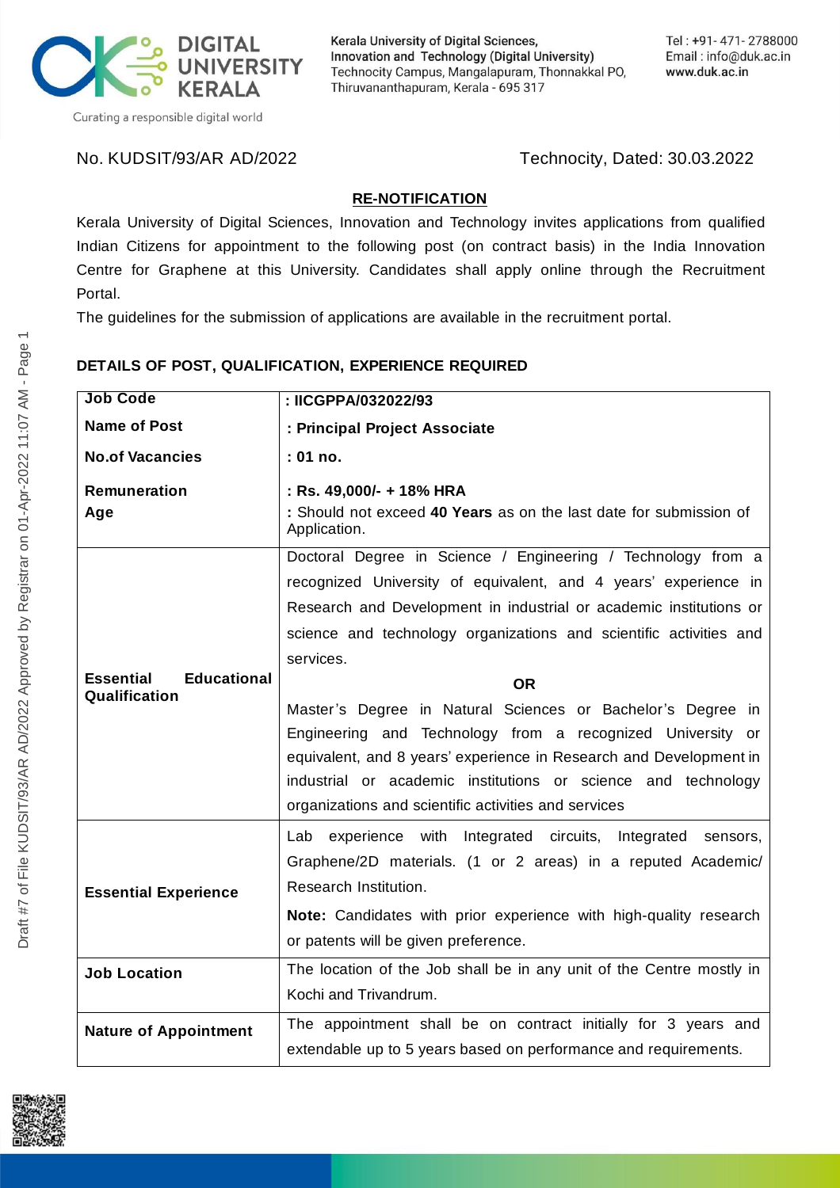Kerala University of Digital Sciences, Innovation and Technology (Digital University)
Technocity Campus, Mangalapuram, Thonnakkal PO, Thiruvananthapuram, Kerala - 695 317

Tel : +91- 471- 2788000
Email : info@duk.ac.in
www.duk.ac.in

DIGITAL UNIVERSITY KERALA
Curating a responsible digital world

No. KUDSIT/93/AR AD/2022 Technocity, Dated: 30.03.2022

## RE-NOTIFICATION

Kerala University of Digital Sciences, Innovation and Technology invites applications from qualified Indian Citizens for appointment to the following post (on contract basis) in the India Innovation Centre for Graphene at this University. Candidates shall apply online through the Recruitment Portal.

The guidelines for the submission of applications are available in the recruitment portal.

### DETAILS OF POST, QUALIFICATION, EXPERIENCE REQUIRED

| | |
|---|---|
| **Job Code** | **: IICGPPA/032022/93** |
| **Name of Post** | **: Principal Project Associate** |
| **No.of Vacancies** | **: 01 no.** |
| **Remuneration** | **: Rs. 49,000/- + 18% HRA** |
| **Age** | : Should not exceed **40 Years** as on the last date for submission of Application. |
| **Essential Educational Qualification** | Doctoral Degree in Science / Engineering / Technology from a recognized University of equivalent, and 4 years' experience in Research and Development in industrial or academic institutions or science and technology organizations and scientific activities and services.<br>**OR**<br>Master's Degree in Natural Sciences or Bachelor's Degree in Engineering and Technology from a recognized University or equivalent, and 8 years' experience in Research and Development in industrial or academic institutions or science and technology organizations and scientific activities and services |
| **Essential Experience** | Lab experience with Integrated circuits, Integrated sensors, Graphene/2D materials. (1 or 2 areas) in a reputed Academic/ Research Institution.<br>**Note:** Candidates with prior experience with high-quality research or patents will be given preference. |
| **Job Location** | The location of the Job shall be in any unit of the Centre mostly in Kochi and Trivandrum. |
| **Nature of Appointment** | The appointment shall be on contract initially for 3 years and extendable up to 5 years based on performance and requirements. |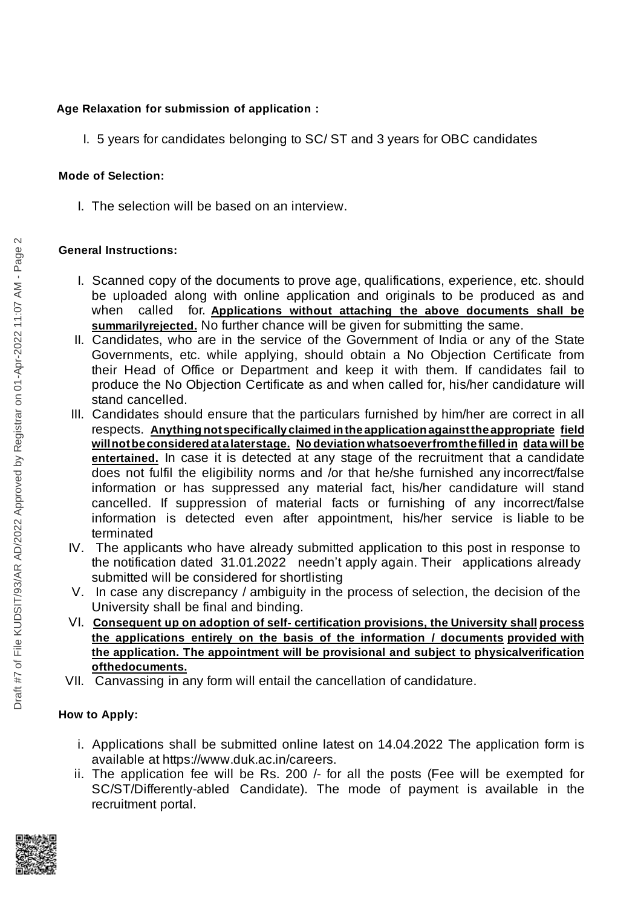**Age Relaxation for submission of application :**

I. 5 years for candidates belonging to SC/ ST and 3 years for OBC candidates

**Mode of Selection:**

I. The selection will be based on an interview.

**General Instructions:**

I. Scanned copy of the documents to prove age, qualifications, experience, etc. should be uploaded along with online application and originals to be produced as and when called for. **Applications without attaching the above documents shall be summarilyrejected.** No further chance will be given for submitting the same.

II. Candidates, who are in the service of the Government of India or any of the State Governments, etc. while applying, should obtain a No Objection Certificate from their Head of Office or Department and keep it with them. If candidates fail to produce the No Objection Certificate as and when called for, his/her candidature will stand cancelled.

III. Candidates should ensure that the particulars furnished by him/her are correct in all respects. **Anything notspecificallyclaimed intheapplicationagainsttheappropriate field willnotbeconsidered atalaterstage. No deviation whatsoeverfromthe filled in data will be entertained.** In case it is detected at any stage of the recruitment that a candidate does not fulfil the eligibility norms and /or that he/she furnished any incorrect/false information or has suppressed any material fact, his/her candidature will stand cancelled. If suppression of material facts or furnishing of any incorrect/false information is detected even after appointment, his/her service is liable to be terminated

IV. The applicants who have already submitted application to this post in response to the notification dated 31.01.2022 needn't apply again. Their applications already submitted will be considered for shortlisting

V. In case any discrepancy / ambiguity in the process of selection, the decision of the University shall be final and binding.

VI. **Consequent up on adoption of self- certification provisions, the University shall process the applications entirely on the basis of the information / documents provided with the application. The appointment will be provisional and subject to physicalverification ofthedocuments.**

VII. Canvassing in any form will entail the cancellation of candidature.

**How to Apply:**

i. Applications shall be submitted online latest on 14.04.2022 The application form is available at https://www.duk.ac.in/careers.

ii. The application fee will be Rs. 200 /- for all the posts (Fee will be exempted for SC/ST/Differently-abled Candidate). The mode of payment is available in the recruitment portal.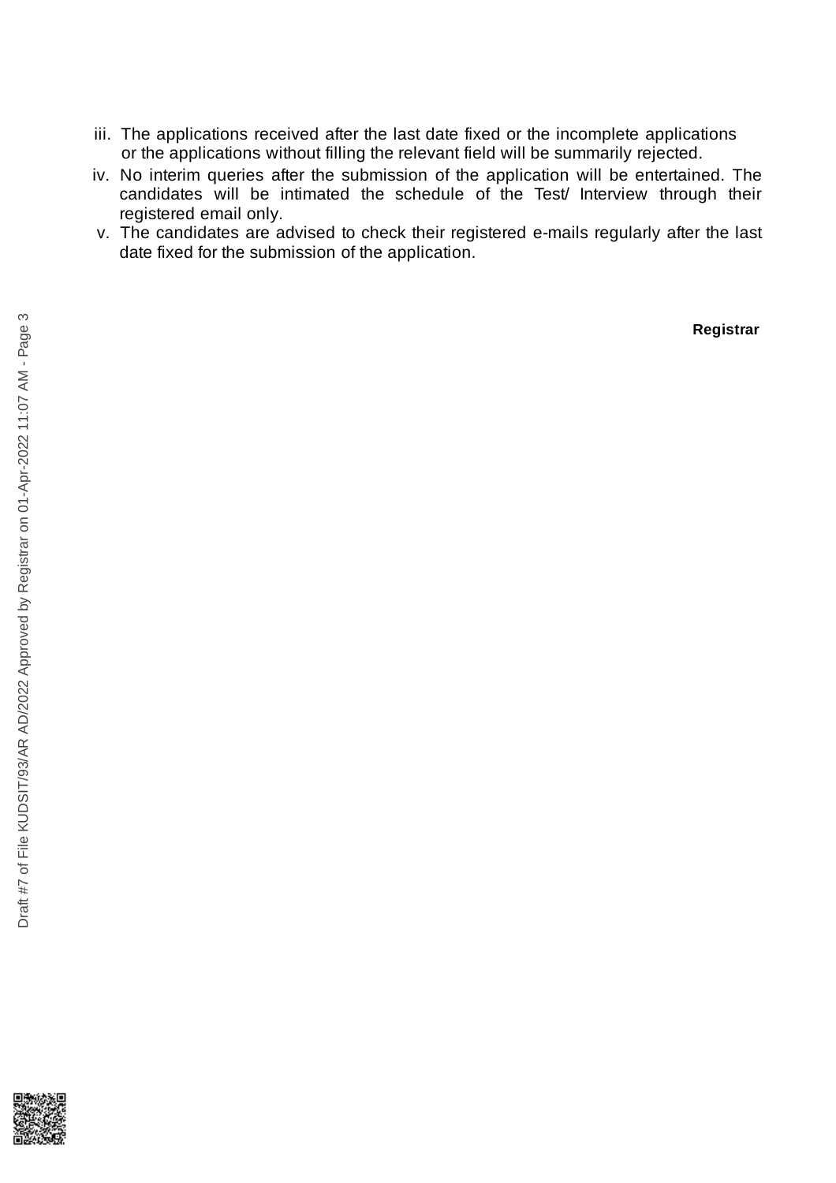iii. The applications received after the last date fixed or the incomplete applications or the applications without filling the relevant field will be summarily rejected.

iv. No interim queries after the submission of the application will be entertained. The candidates will be intimated the schedule of the Test/ Interview through their registered email only.

v. The candidates are advised to check their registered e-mails regularly after the last date fixed for the submission of the application.

**Registrar**